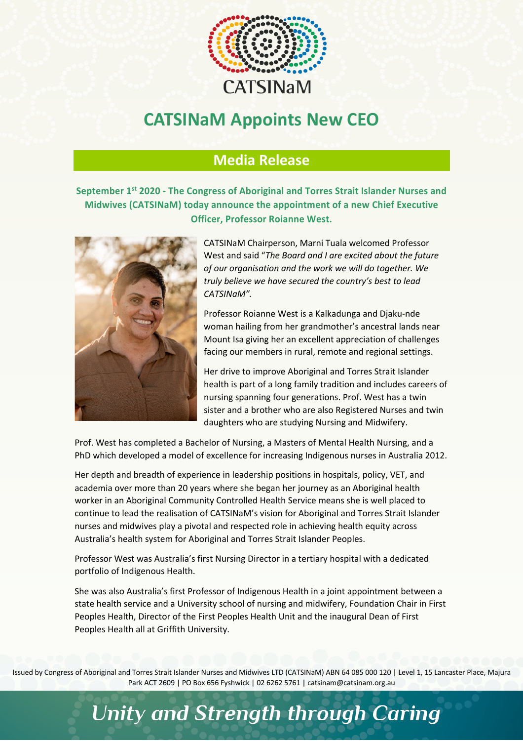CATSINaM

# CATSINaM Appoints New CEO

## Media Release

**September 1st 2020 - The Congress of Aboriginal and Torres Strait Islander Nurses and Midwives (CATSINaM) today announce the appointment of a new Chief Executive Officer, Professor Roianne West.**

CATSINaM Chairperson, Marni Tuala welcomed Professor West and said "*The Board and I are excited about the future of our organisation and the work we will do together. We truly believe we have secured the country's best to lead CATSINaM".*

Professor Roianne West is a Kalkadunga and Djaku-nde woman hailing from her grandmother's ancestral lands near Mount Isa giving her an excellent appreciation of challenges facing our members in rural, remote and regional settings.

Her drive to improve Aboriginal and Torres Strait Islander health is part of a long family tradition and includes careers of nursing spanning four generations. Prof. West has a twin sister and a brother who are also Registered Nurses and twin daughters who are studying Nursing and Midwifery.

Prof. West has completed a Bachelor of Nursing, a Masters of Mental Health Nursing, and a PhD which developed a model of excellence for increasing Indigenous nurses in Australia 2012.

Her depth and breadth of experience in leadership positions in hospitals, policy, VET, and academia over more than 20 years where she began her journey as an Aboriginal health worker in an Aboriginal Community Controlled Health Service means she is well placed to continue to lead the realisation of CATSINaM's vision for Aboriginal and Torres Strait Islander nurses and midwives play a pivotal and respected role in achieving health equity across Australia's health system for Aboriginal and Torres Strait Islander Peoples.

Professor West was Australia's first Nursing Director in a tertiary hospital with a dedicated portfolio of Indigenous Health.

She was also Australia's first Professor of Indigenous Health in a joint appointment between a state health service and a University school of nursing and midwifery, Foundation Chair in First Peoples Health, Director of the First Peoples Health Unit and the inaugural Dean of First Peoples Health all at Griffith University.

Issued by Congress of Aboriginal and Torres Strait Islander Nurses and Midwives LTD (CATSINaM) ABN 64 085 000 120 | Level 1, 15 Lancaster Place, Majura Park ACT 2609 | PO Box 656 Fyshwick | 02 6262 5761 | catsinam@catsinam.org.au

*Unity and Strength through Caring*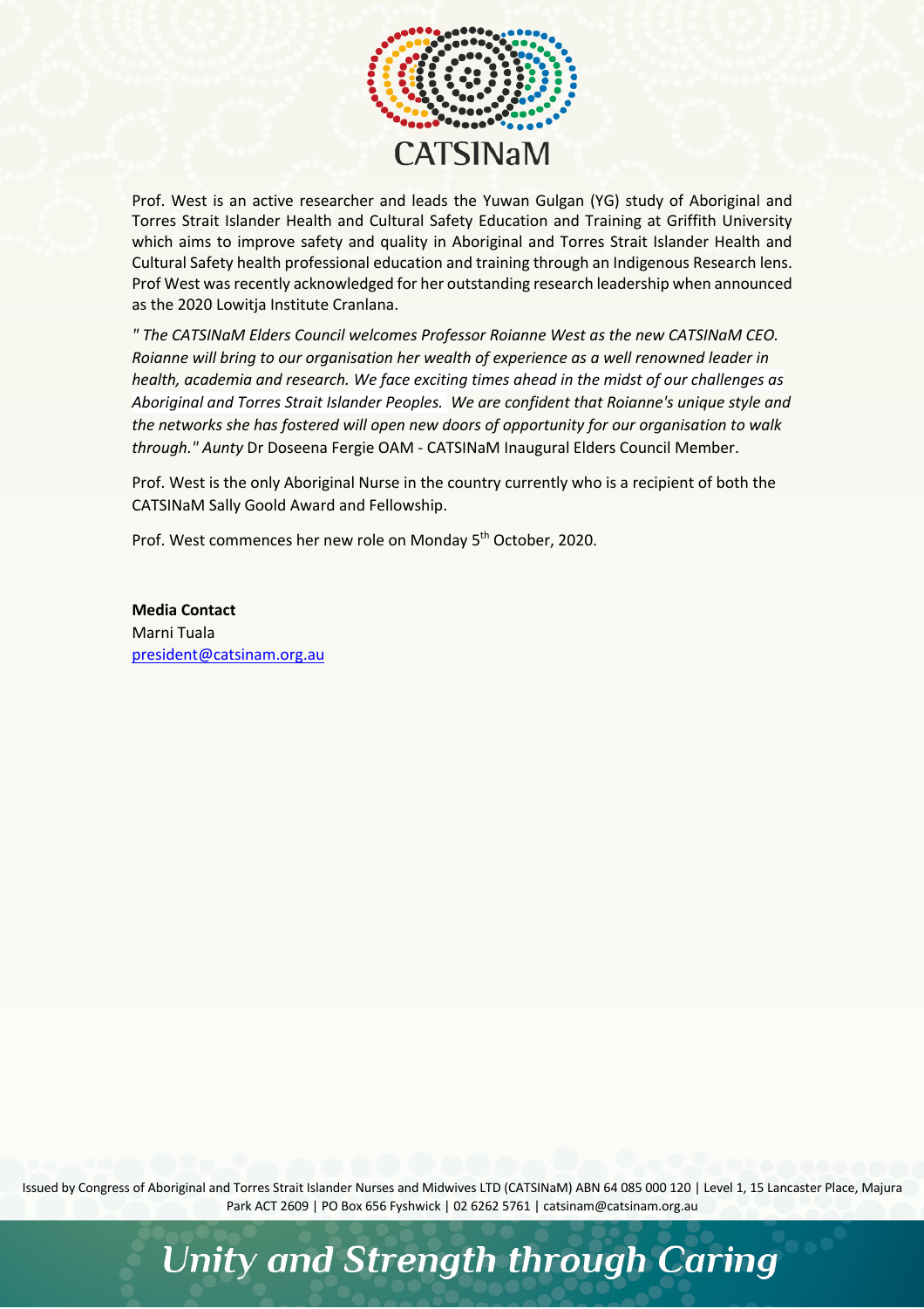Prof. West is an active researcher and leads the Yuwan Gulgan (YG) study of Aboriginal and Torres Strait Islander Health and Cultural Safety Education and Training at Griffith University which aims to improve safety and quality in Aboriginal and Torres Strait Islander Health and Cultural Safety health professional education and training through an Indigenous Research lens. Prof West was recently acknowledged for her outstanding research leadership when announced as the 2020 Lowitja Institute Cranlana.

*" The CATSINaM Elders Council welcomes Professor Roianne West as the new CATSINaM CEO. Roianne will bring to our organisation her wealth of experience as a well renowned leader in health, academia and research. We face exciting times ahead in the midst of our challenges as Aboriginal and Torres Strait Islander Peoples. We are confident that Roianne's unique style and the networks she has fostered will open new doors of opportunity for our organisation to walk through." Aunty* Dr Doseena Fergie OAM - CATSINaM Inaugural Elders Council Member.

Prof. West is the only Aboriginal Nurse in the country currently who is a recipient of both the CATSINaM Sally Goold Award and Fellowship.

Prof. West commences her new role on Monday 5th October, 2020.

**Media Contact**
Marni Tuala
president@catsinam.org.au

Issued by Congress of Aboriginal and Torres Strait Islander Nurses and Midwives LTD (CATSINaM) ABN 64 085 000 120 | Level 1, 15 Lancaster Place, Majura Park ACT 2609 | PO Box 656 Fyshwick | 02 6262 5761 | catsinam@catsinam.org.au

*Unity and Strength through Caring*